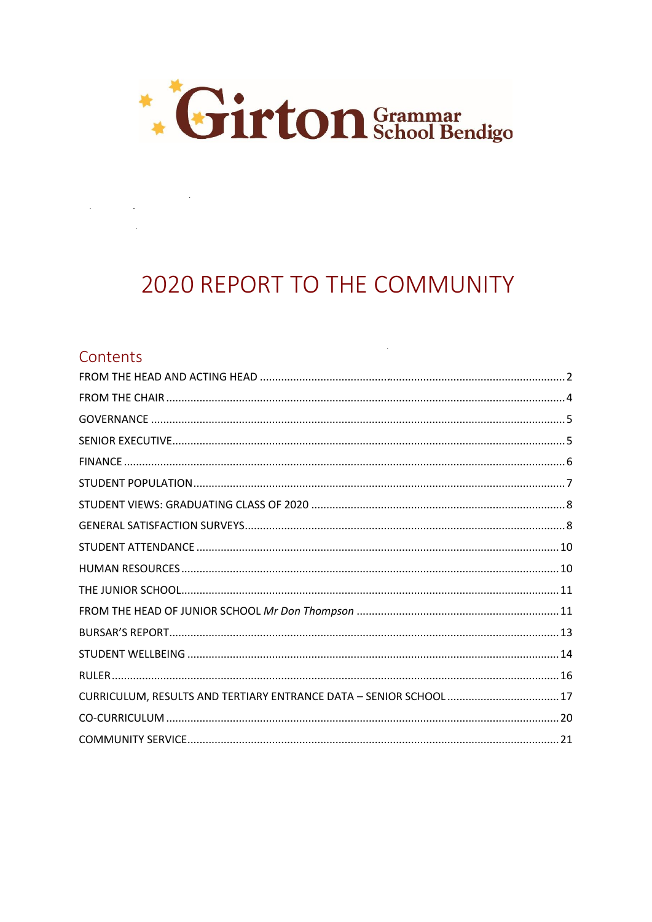Girton Grammar School Bendigo

# 2020 REPORT TO THE COMMUNITY

## Contents

| | |
|---|---|
| FROM THE HEAD AND ACTING HEAD | 2 |
| FROM THE CHAIR | 4 |
| GOVERNANCE | 5 |
| SENIOR EXECUTIVE | 5 |
| FINANCE | 6 |
| STUDENT POPULATION | 7 |
| STUDENT VIEWS: GRADUATING CLASS OF 2020 | 8 |
| GENERAL SATISFACTION SURVEYS | 8 |
| STUDENT ATTENDANCE | 10 |
| HUMAN RESOURCES | 10 |
| THE JUNIOR SCHOOL | 11 |
| FROM THE HEAD OF JUNIOR SCHOOL *Mr Don Thompson* | 11 |
| BURSAR'S REPORT | 13 |
| STUDENT WELLBEING | 14 |
| RULER | 16 |
| CURRICULUM, RESULTS AND TERTIARY ENTRANCE DATA – SENIOR SCHOOL | 17 |
| CO-CURRICULUM | 20 |
| COMMUNITY SERVICE | 21 |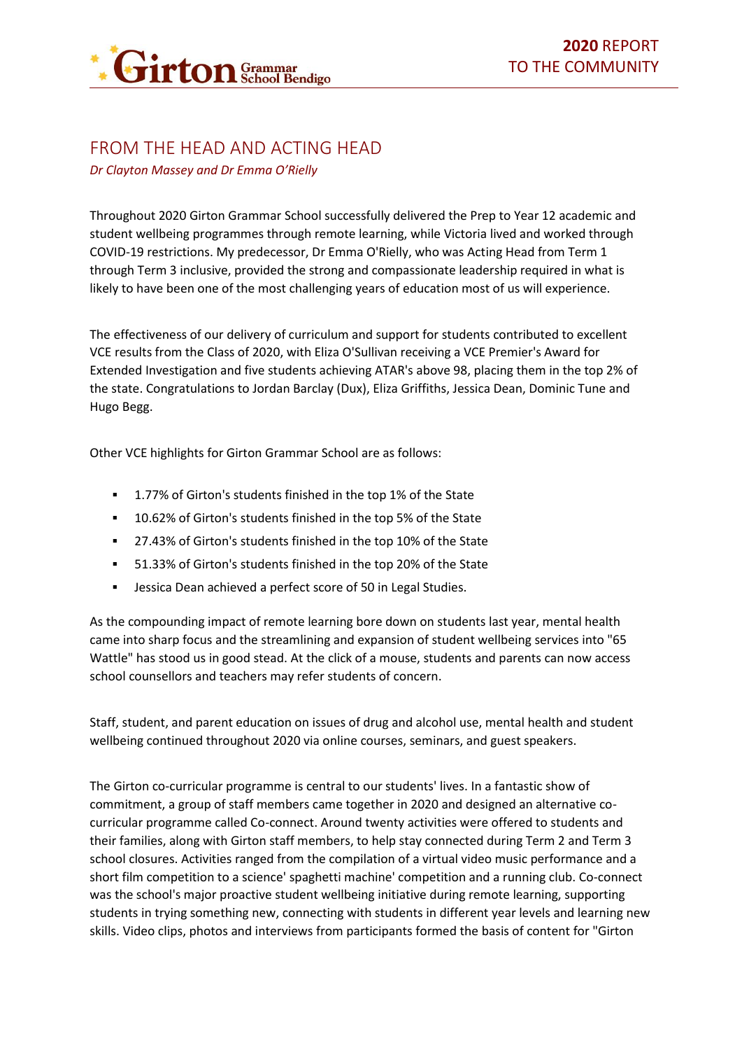# FROM THE HEAD AND ACTING HEAD

*Dr Clayton Massey and Dr Emma O'Rielly*

Throughout 2020 Girton Grammar School successfully delivered the Prep to Year 12 academic and student wellbeing programmes through remote learning, while Victoria lived and worked through COVID-19 restrictions. My predecessor, Dr Emma O'Rielly, who was Acting Head from Term 1 through Term 3 inclusive, provided the strong and compassionate leadership required in what is likely to have been one of the most challenging years of education most of us will experience.

The effectiveness of our delivery of curriculum and support for students contributed to excellent VCE results from the Class of 2020, with Eliza O'Sullivan receiving a VCE Premier's Award for Extended Investigation and five students achieving ATAR's above 98, placing them in the top 2% of the state. Congratulations to Jordan Barclay (Dux), Eliza Griffiths, Jessica Dean, Dominic Tune and Hugo Begg.

Other VCE highlights for Girton Grammar School are as follows:

- 1.77% of Girton's students finished in the top 1% of the State
- 10.62% of Girton's students finished in the top 5% of the State
- 27.43% of Girton's students finished in the top 10% of the State
- 51.33% of Girton's students finished in the top 20% of the State
- Jessica Dean achieved a perfect score of 50 in Legal Studies.

As the compounding impact of remote learning bore down on students last year, mental health came into sharp focus and the streamlining and expansion of student wellbeing services into "65 Wattle" has stood us in good stead. At the click of a mouse, students and parents can now access school counsellors and teachers may refer students of concern.

Staff, student, and parent education on issues of drug and alcohol use, mental health and student wellbeing continued throughout 2020 via online courses, seminars, and guest speakers.

The Girton co-curricular programme is central to our students' lives. In a fantastic show of commitment, a group of staff members came together in 2020 and designed an alternative co-curricular programme called Co-connect. Around twenty activities were offered to students and their families, along with Girton staff members, to help stay connected during Term 2 and Term 3 school closures. Activities ranged from the compilation of a virtual video music performance and a short film competition to a science' spaghetti machine' competition and a running club. Co-connect was the school's major proactive student wellbeing initiative during remote learning, supporting students in trying something new, connecting with students in different year levels and learning new skills. Video clips, photos and interviews from participants formed the basis of content for "Girton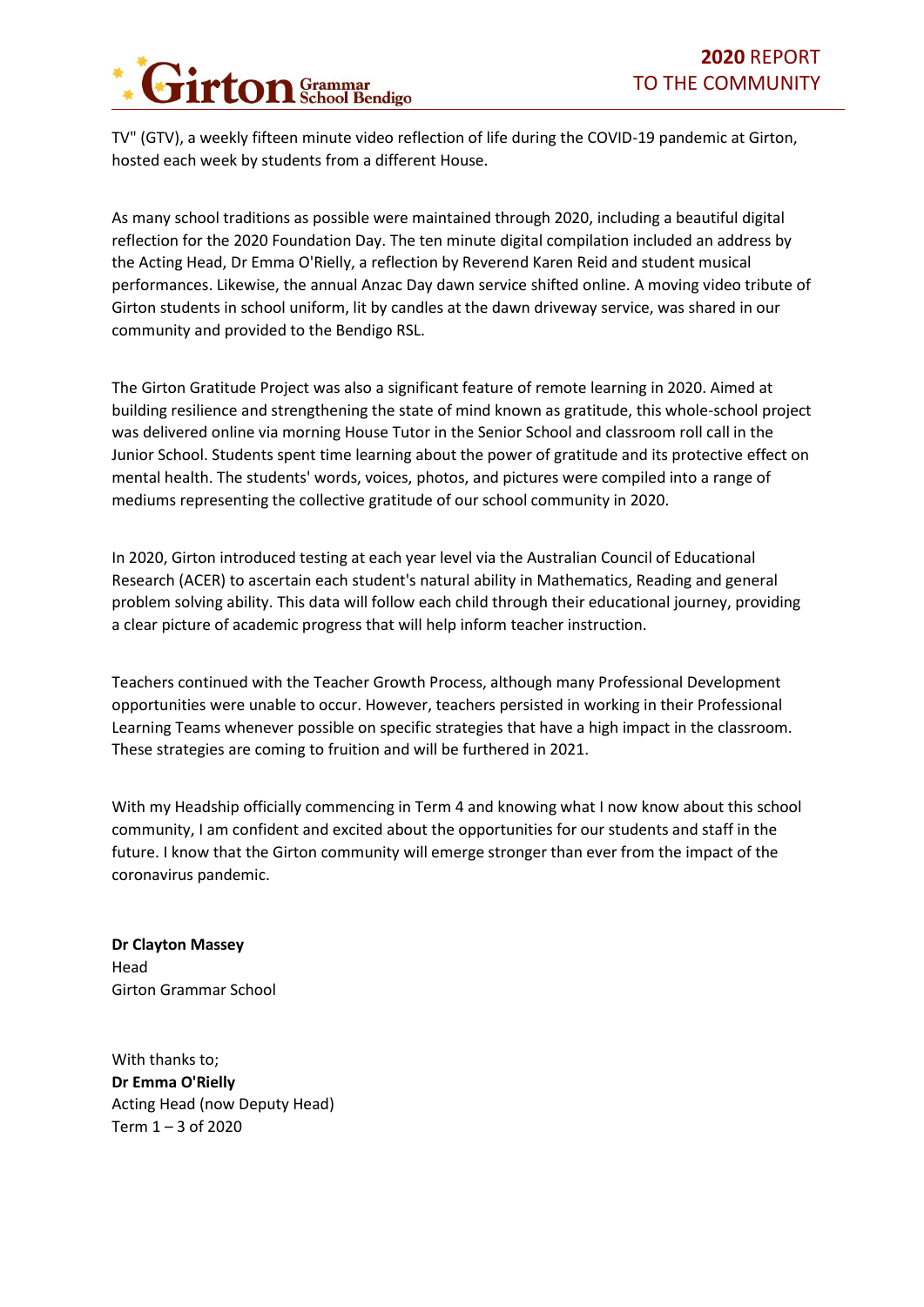TV" (GTV), a weekly fifteen minute video reflection of life during the COVID-19 pandemic at Girton, hosted each week by students from a different House.

As many school traditions as possible were maintained through 2020, including a beautiful digital reflection for the 2020 Foundation Day. The ten minute digital compilation included an address by the Acting Head, Dr Emma O'Rielly, a reflection by Reverend Karen Reid and student musical performances. Likewise, the annual Anzac Day dawn service shifted online. A moving video tribute of Girton students in school uniform, lit by candles at the dawn driveway service, was shared in our community and provided to the Bendigo RSL.

The Girton Gratitude Project was also a significant feature of remote learning in 2020. Aimed at building resilience and strengthening the state of mind known as gratitude, this whole-school project was delivered online via morning House Tutor in the Senior School and classroom roll call in the Junior School. Students spent time learning about the power of gratitude and its protective effect on mental health. The students' words, voices, photos, and pictures were compiled into a range of mediums representing the collective gratitude of our school community in 2020.

In 2020, Girton introduced testing at each year level via the Australian Council of Educational Research (ACER) to ascertain each student's natural ability in Mathematics, Reading and general problem solving ability. This data will follow each child through their educational journey, providing a clear picture of academic progress that will help inform teacher instruction.

Teachers continued with the Teacher Growth Process, although many Professional Development opportunities were unable to occur. However, teachers persisted in working in their Professional Learning Teams whenever possible on specific strategies that have a high impact in the classroom. These strategies are coming to fruition and will be furthered in 2021.

With my Headship officially commencing in Term 4 and knowing what I now know about this school community, I am confident and excited about the opportunities for our students and staff in the future. I know that the Girton community will emerge stronger than ever from the impact of the coronavirus pandemic.

**Dr Clayton Massey**
Head
Girton Grammar School

With thanks to;
**Dr Emma O'Rielly**
Acting Head (now Deputy Head)
Term 1 – 3 of 2020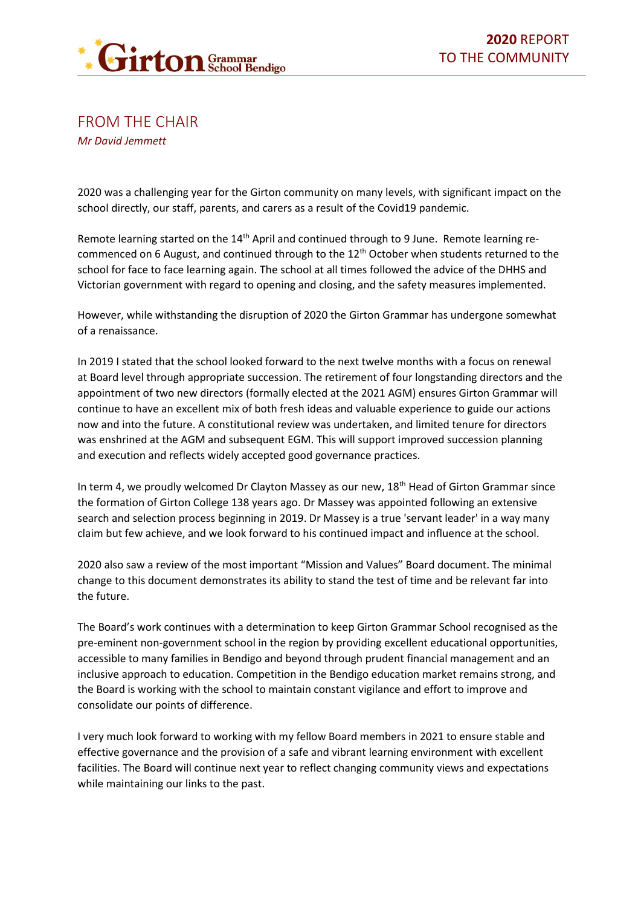# FROM THE CHAIR

*Mr David Jemmett*

2020 was a challenging year for the Girton community on many levels, with significant impact on the school directly, our staff, parents, and carers as a result of the Covid19 pandemic.

Remote learning started on the 14th April and continued through to 9 June. Remote learning re-commenced on 6 August, and continued through to the 12th October when students returned to the school for face to face learning again. The school at all times followed the advice of the DHHS and Victorian government with regard to opening and closing, and the safety measures implemented.

However, while withstanding the disruption of 2020 the Girton Grammar has undergone somewhat of a renaissance.

In 2019 I stated that the school looked forward to the next twelve months with a focus on renewal at Board level through appropriate succession. The retirement of four longstanding directors and the appointment of two new directors (formally elected at the 2021 AGM) ensures Girton Grammar will continue to have an excellent mix of both fresh ideas and valuable experience to guide our actions now and into the future. A constitutional review was undertaken, and limited tenure for directors was enshrined at the AGM and subsequent EGM. This will support improved succession planning and execution and reflects widely accepted good governance practices.

In term 4, we proudly welcomed Dr Clayton Massey as our new, 18th Head of Girton Grammar since the formation of Girton College 138 years ago. Dr Massey was appointed following an extensive search and selection process beginning in 2019. Dr Massey is a true 'servant leader' in a way many claim but few achieve, and we look forward to his continued impact and influence at the school.

2020 also saw a review of the most important "Mission and Values" Board document. The minimal change to this document demonstrates its ability to stand the test of time and be relevant far into the future.

The Board's work continues with a determination to keep Girton Grammar School recognised as the pre-eminent non-government school in the region by providing excellent educational opportunities, accessible to many families in Bendigo and beyond through prudent financial management and an inclusive approach to education. Competition in the Bendigo education market remains strong, and the Board is working with the school to maintain constant vigilance and effort to improve and consolidate our points of difference.

I very much look forward to working with my fellow Board members in 2021 to ensure stable and effective governance and the provision of a safe and vibrant learning environment with excellent facilities. The Board will continue next year to reflect changing community views and expectations while maintaining our links to the past.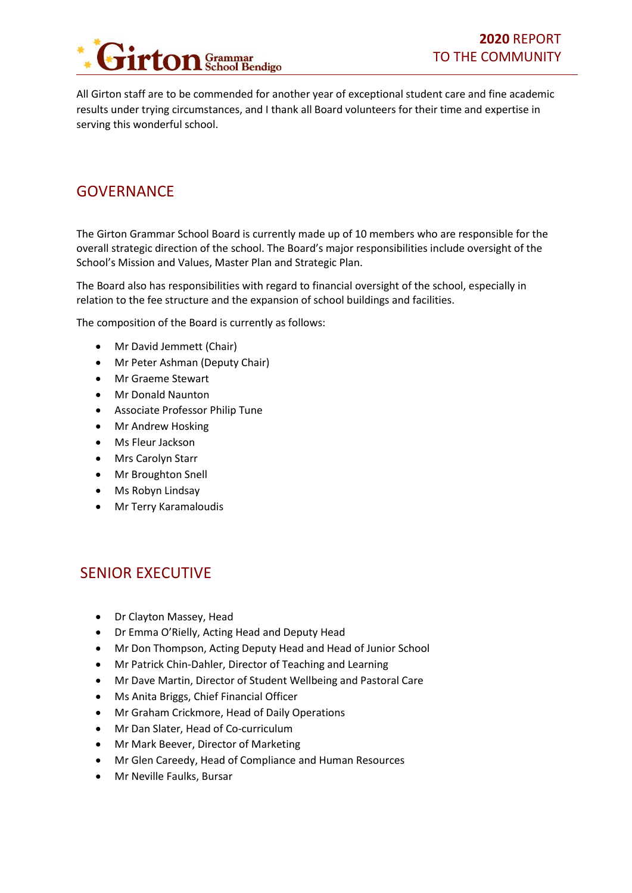All Girton staff are to be commended for another year of exceptional student care and fine academic results under trying circumstances, and I thank all Board volunteers for their time and expertise in serving this wonderful school.

## GOVERNANCE

The Girton Grammar School Board is currently made up of 10 members who are responsible for the overall strategic direction of the school. The Board's major responsibilities include oversight of the School's Mission and Values, Master Plan and Strategic Plan.

The Board also has responsibilities with regard to financial oversight of the school, especially in relation to the fee structure and the expansion of school buildings and facilities.

The composition of the Board is currently as follows:

- Mr David Jemmett (Chair)
- Mr Peter Ashman (Deputy Chair)
- Mr Graeme Stewart
- Mr Donald Naunton
- Associate Professor Philip Tune
- Mr Andrew Hosking
- Ms Fleur Jackson
- Mrs Carolyn Starr
- Mr Broughton Snell
- Ms Robyn Lindsay
- Mr Terry Karamaloudis

## SENIOR EXECUTIVE

- Dr Clayton Massey, Head
- Dr Emma O'Rielly, Acting Head and Deputy Head
- Mr Don Thompson, Acting Deputy Head and Head of Junior School
- Mr Patrick Chin-Dahler, Director of Teaching and Learning
- Mr Dave Martin, Director of Student Wellbeing and Pastoral Care
- Ms Anita Briggs, Chief Financial Officer
- Mr Graham Crickmore, Head of Daily Operations
- Mr Dan Slater, Head of Co-curriculum
- Mr Mark Beever, Director of Marketing
- Mr Glen Careedy, Head of Compliance and Human Resources
- Mr Neville Faulks, Bursar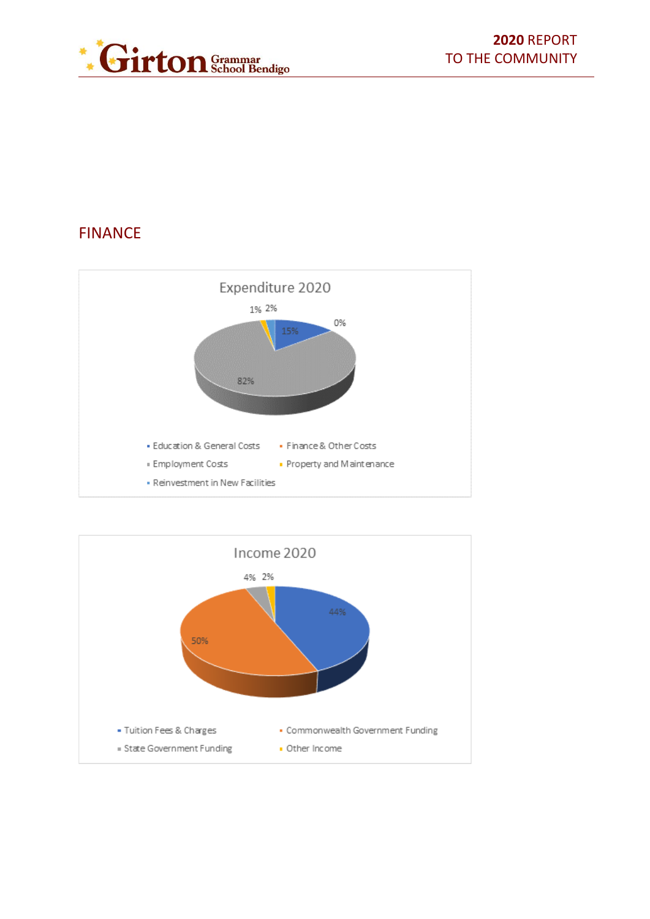## FINANCE

**Expenditure 2020**

| Category | Percentage |
| --- | --- |
| Education & General Costs | 15% |
| Finance & Other Costs | 0% |
| Employment Costs | 82% |
| Property and Maintenance | 1% |
| Reinvestment in New Facilities | 2% |

**Income 2020**

| Category | Percentage |
| --- | --- |
| Tuition Fees & Charges | 44% |
| Commonwealth Government Funding | 50% |
| State Government Funding | 4% |
| Other Income | 2% |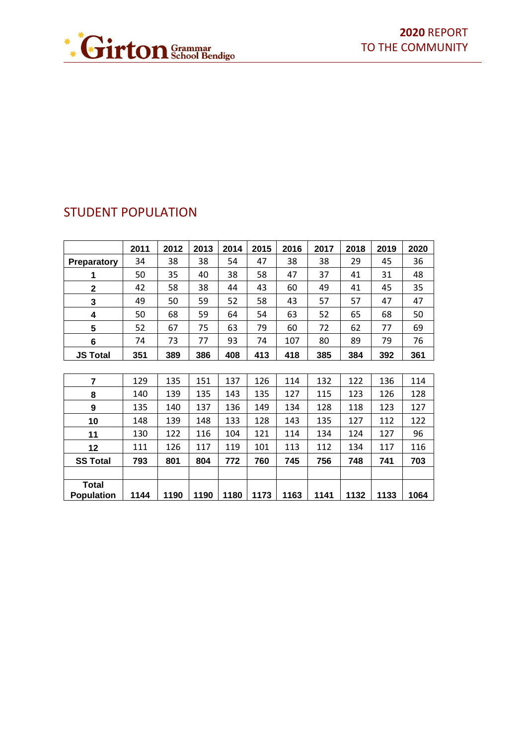## STUDENT POPULATION

| | 2011 | 2012 | 2013 | 2014 | 2015 | 2016 | 2017 | 2018 | 2019 | 2020 |
|---|---|---|---|---|---|---|---|---|---|---|
| **Preparatory** | 34 | 38 | 38 | 54 | 47 | 38 | 38 | 29 | 45 | 36 |
| **1** | 50 | 35 | 40 | 38 | 58 | 47 | 37 | 41 | 31 | 48 |
| **2** | 42 | 58 | 38 | 44 | 43 | 60 | 49 | 41 | 45 | 35 |
| **3** | 49 | 50 | 59 | 52 | 58 | 43 | 57 | 57 | 47 | 47 |
| **4** | 50 | 68 | 59 | 64 | 54 | 63 | 52 | 65 | 68 | 50 |
| **5** | 52 | 67 | 75 | 63 | 79 | 60 | 72 | 62 | 77 | 69 |
| **6** | 74 | 73 | 77 | 93 | 74 | 107 | 80 | 89 | 79 | 76 |
| **JS Total** | **351** | **389** | **386** | **408** | **413** | **418** | **385** | **384** | **392** | **361** |
| | | | | | | | | | | |
| **7** | 129 | 135 | 151 | 137 | 126 | 114 | 132 | 122 | 136 | 114 |
| **8** | 140 | 139 | 135 | 143 | 135 | 127 | 115 | 123 | 126 | 128 |
| **9** | 135 | 140 | 137 | 136 | 149 | 134 | 128 | 118 | 123 | 127 |
| **10** | 148 | 139 | 148 | 133 | 128 | 143 | 135 | 127 | 112 | 122 |
| **11** | 130 | 122 | 116 | 104 | 121 | 114 | 134 | 124 | 127 | 96 |
| **12** | 111 | 126 | 117 | 119 | 101 | 113 | 112 | 134 | 117 | 116 |
| **SS Total** | **793** | **801** | **804** | **772** | **760** | **745** | **756** | **748** | **741** | **703** |
| | | | | | | | | | | |
| **Total Population** | **1144** | **1190** | **1190** | **1180** | **1173** | **1163** | **1141** | **1132** | **1133** | **1064** |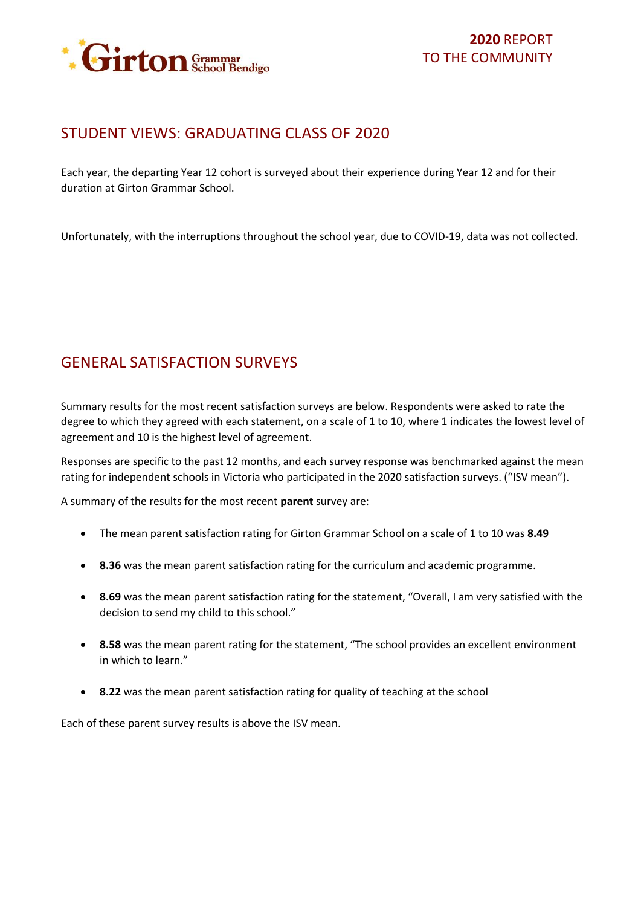## STUDENT VIEWS: GRADUATING CLASS OF 2020

Each year, the departing Year 12 cohort is surveyed about their experience during Year 12 and for their duration at Girton Grammar School.

Unfortunately, with the interruptions throughout the school year, due to COVID-19, data was not collected.

## GENERAL SATISFACTION SURVEYS

Summary results for the most recent satisfaction surveys are below. Respondents were asked to rate the degree to which they agreed with each statement, on a scale of 1 to 10, where 1 indicates the lowest level of agreement and 10 is the highest level of agreement.

Responses are specific to the past 12 months, and each survey response was benchmarked against the mean rating for independent schools in Victoria who participated in the 2020 satisfaction surveys. ("ISV mean").

A summary of the results for the most recent **parent** survey are:

- The mean parent satisfaction rating for Girton Grammar School on a scale of 1 to 10 was **8.49**
- **8.36** was the mean parent satisfaction rating for the curriculum and academic programme.
- **8.69** was the mean parent satisfaction rating for the statement, "Overall, I am very satisfied with the decision to send my child to this school."
- **8.58** was the mean parent rating for the statement, "The school provides an excellent environment in which to learn."
- **8.22** was the mean parent satisfaction rating for quality of teaching at the school

Each of these parent survey results is above the ISV mean.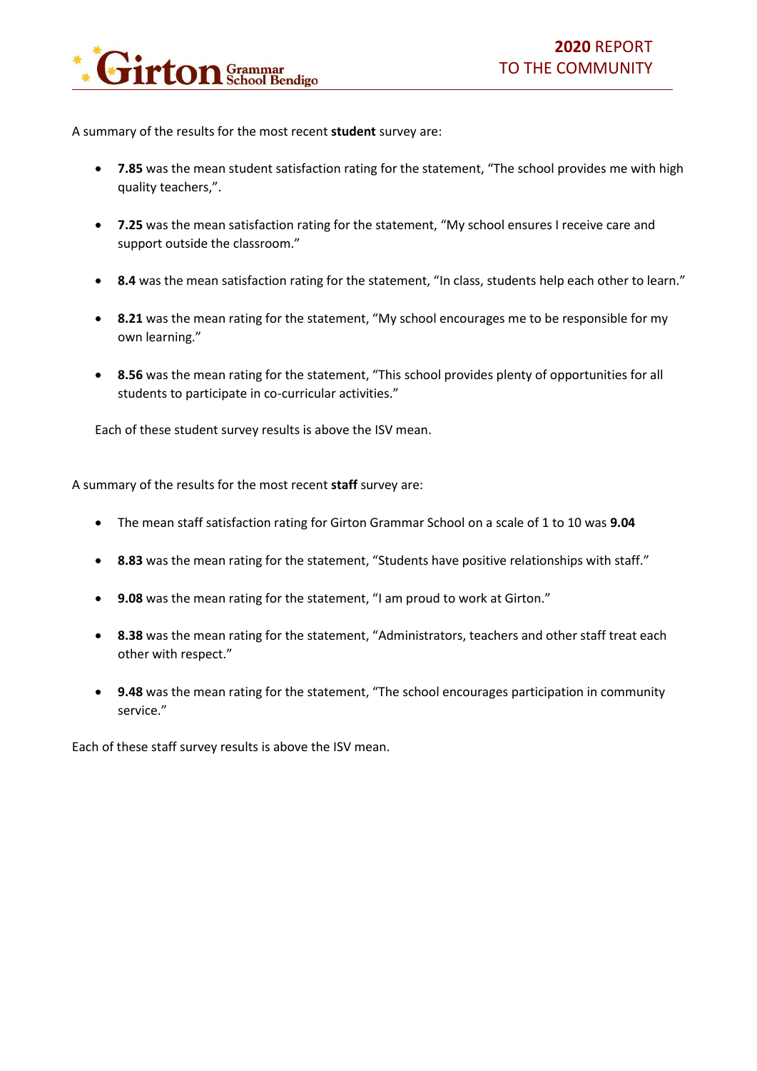A summary of the results for the most recent **student** survey are:

- **7.85** was the mean student satisfaction rating for the statement, “The school provides me with high quality teachers,”.
- **7.25** was the mean satisfaction rating for the statement, “My school ensures I receive care and support outside the classroom.”
- **8.4** was the mean satisfaction rating for the statement, “In class, students help each other to learn.”
- **8.21** was the mean rating for the statement, “My school encourages me to be responsible for my own learning.”
- **8.56** was the mean rating for the statement, “This school provides plenty of opportunities for all students to participate in co-curricular activities.”

Each of these student survey results is above the ISV mean.

A summary of the results for the most recent **staff** survey are:

- The mean staff satisfaction rating for Girton Grammar School on a scale of 1 to 10 was **9.04**
- **8.83** was the mean rating for the statement, “Students have positive relationships with staff.”
- **9.08** was the mean rating for the statement, “I am proud to work at Girton.”
- **8.38** was the mean rating for the statement, “Administrators, teachers and other staff treat each other with respect.”
- **9.48** was the mean rating for the statement, “The school encourages participation in community service.”

Each of these staff survey results is above the ISV mean.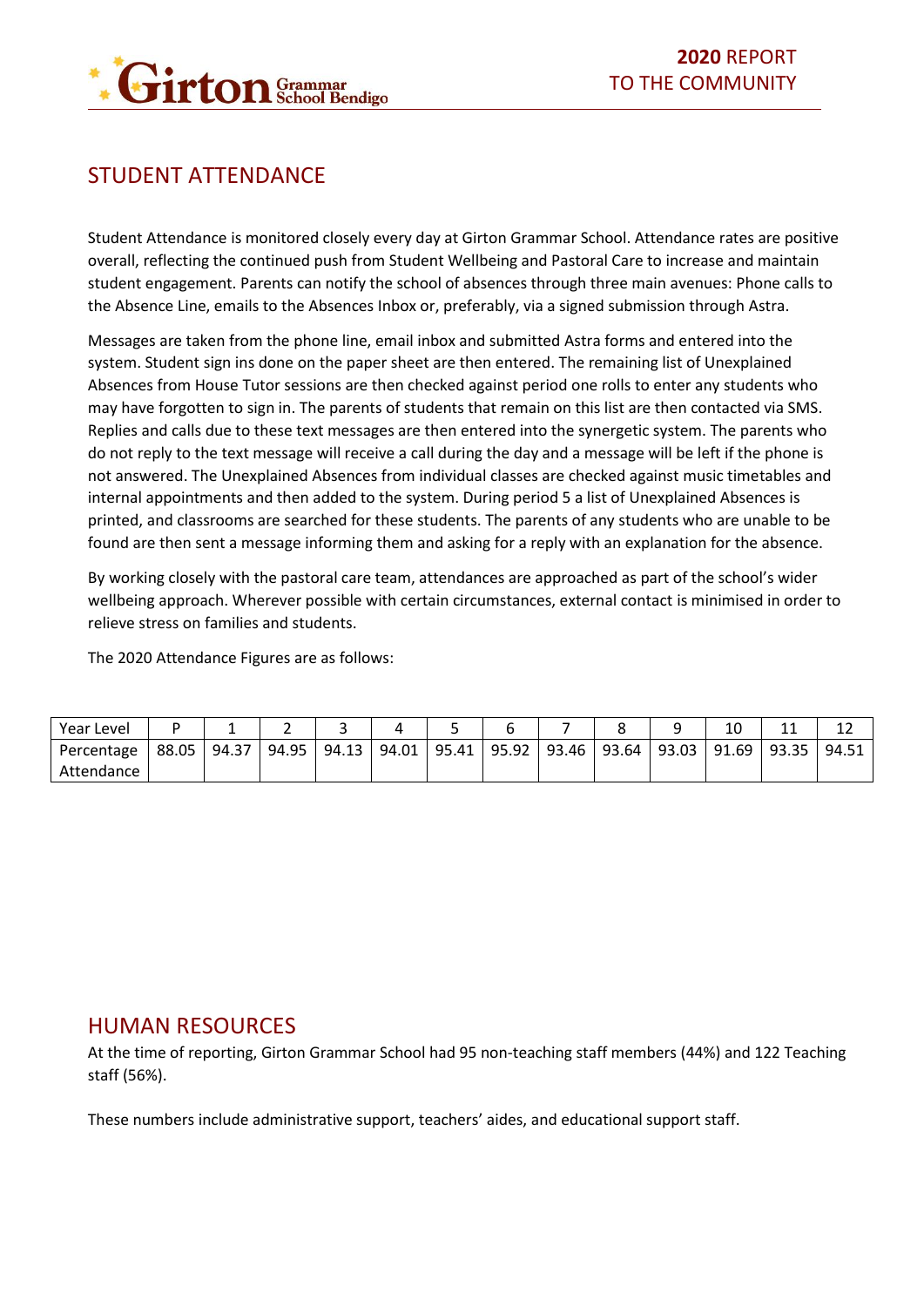## STUDENT ATTENDANCE

Student Attendance is monitored closely every day at Girton Grammar School. Attendance rates are positive overall, reflecting the continued push from Student Wellbeing and Pastoral Care to increase and maintain student engagement. Parents can notify the school of absences through three main avenues: Phone calls to the Absence Line, emails to the Absences Inbox or, preferably, via a signed submission through Astra.

Messages are taken from the phone line, email inbox and submitted Astra forms and entered into the system. Student sign ins done on the paper sheet are then entered. The remaining list of Unexplained Absences from House Tutor sessions are then checked against period one rolls to enter any students who may have forgotten to sign in. The parents of students that remain on this list are then contacted via SMS. Replies and calls due to these text messages are then entered into the synergetic system. The parents who do not reply to the text message will receive a call during the day and a message will be left if the phone is not answered. The Unexplained Absences from individual classes are checked against music timetables and internal appointments and then added to the system. During period 5 a list of Unexplained Absences is printed, and classrooms are searched for these students. The parents of any students who are unable to be found are then sent a message informing them and asking for a reply with an explanation for the absence.

By working closely with the pastoral care team, attendances are approached as part of the school's wider wellbeing approach. Wherever possible with certain circumstances, external contact is minimised in order to relieve stress on families and students.

The 2020 Attendance Figures are as follows:

| Year Level | P | 1 | 2 | 3 | 4 | 5 | 6 | 7 | 8 | 9 | 10 | 11 | 12 |
|---|---|---|---|---|---|---|---|---|---|---|---|---|---|
| Percentage Attendance | 88.05 | 94.37 | 94.95 | 94.13 | 94.01 | 95.41 | 95.92 | 93.46 | 93.64 | 93.03 | 91.69 | 93.35 | 94.51 |

## HUMAN RESOURCES

At the time of reporting, Girton Grammar School had 95 non-teaching staff members (44%) and 122 Teaching staff (56%).

These numbers include administrative support, teachers' aides, and educational support staff.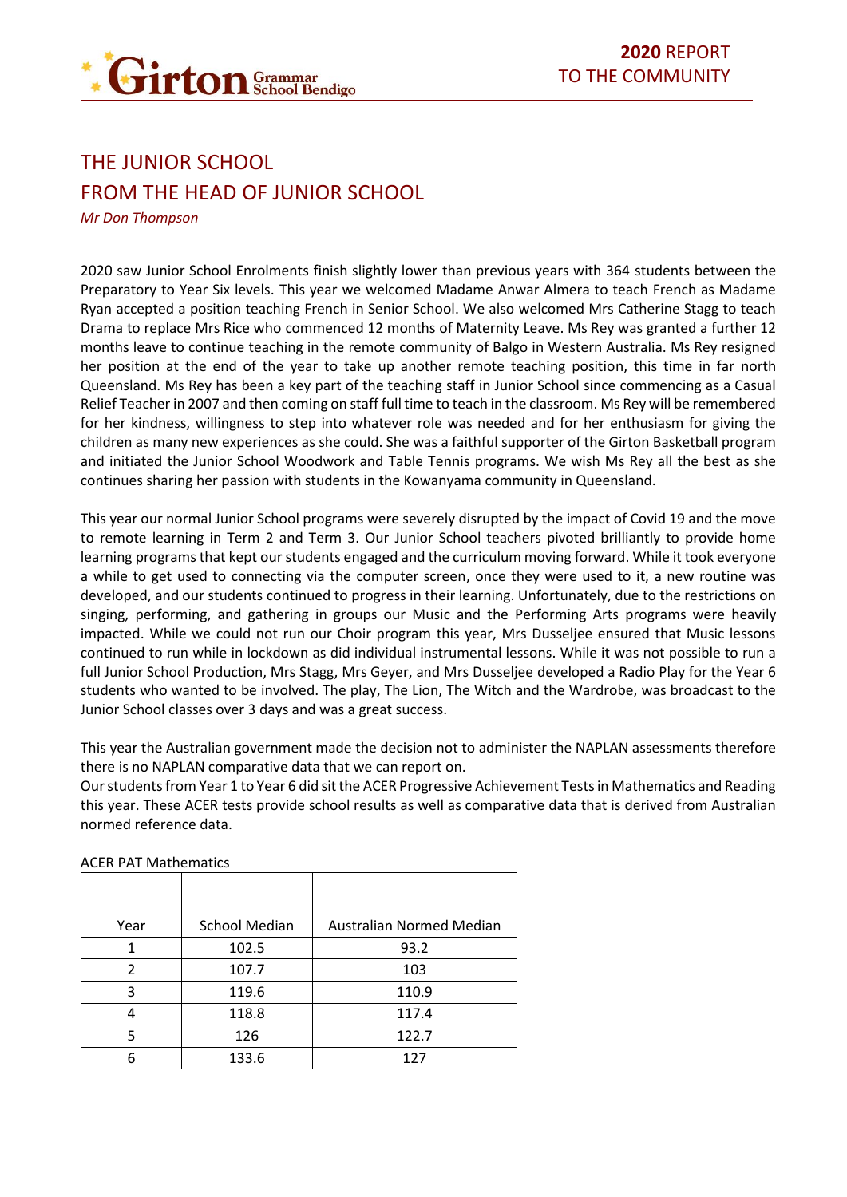# THE JUNIOR SCHOOL

## FROM THE HEAD OF JUNIOR SCHOOL

*Mr Don Thompson*

2020 saw Junior School Enrolments finish slightly lower than previous years with 364 students between the Preparatory to Year Six levels. This year we welcomed Madame Anwar Almera to teach French as Madame Ryan accepted a position teaching French in Senior School. We also welcomed Mrs Catherine Stagg to teach Drama to replace Mrs Rice who commenced 12 months of Maternity Leave. Ms Rey was granted a further 12 months leave to continue teaching in the remote community of Balgo in Western Australia. Ms Rey resigned her position at the end of the year to take up another remote teaching position, this time in far north Queensland. Ms Rey has been a key part of the teaching staff in Junior School since commencing as a Casual Relief Teacher in 2007 and then coming on staff full time to teach in the classroom. Ms Rey will be remembered for her kindness, willingness to step into whatever role was needed and for her enthusiasm for giving the children as many new experiences as she could. She was a faithful supporter of the Girton Basketball program and initiated the Junior School Woodwork and Table Tennis programs. We wish Ms Rey all the best as she continues sharing her passion with students in the Kowanyama community in Queensland.

This year our normal Junior School programs were severely disrupted by the impact of Covid 19 and the move to remote learning in Term 2 and Term 3. Our Junior School teachers pivoted brilliantly to provide home learning programs that kept our students engaged and the curriculum moving forward. While it took everyone a while to get used to connecting via the computer screen, once they were used to it, a new routine was developed, and our students continued to progress in their learning. Unfortunately, due to the restrictions on singing, performing, and gathering in groups our Music and the Performing Arts programs were heavily impacted. While we could not run our Choir program this year, Mrs Dusseljee ensured that Music lessons continued to run while in lockdown as did individual instrumental lessons. While it was not possible to run a full Junior School Production, Mrs Stagg, Mrs Geyer, and Mrs Dusseljee developed a Radio Play for the Year 6 students who wanted to be involved. The play, The Lion, The Witch and the Wardrobe, was broadcast to the Junior School classes over 3 days and was a great success.

This year the Australian government made the decision not to administer the NAPLAN assessments therefore there is no NAPLAN comparative data that we can report on.

Our students from Year 1 to Year 6 did sit the ACER Progressive Achievement Tests in Mathematics and Reading this year. These ACER tests provide school results as well as comparative data that is derived from Australian normed reference data.

ACER PAT Mathematics

| Year | School Median | Australian Normed Median |
|---|---|---|
| 1 | 102.5 | 93.2 |
| 2 | 107.7 | 103 |
| 3 | 119.6 | 110.9 |
| 4 | 118.8 | 117.4 |
| 5 | 126 | 122.7 |
| 6 | 133.6 | 127 |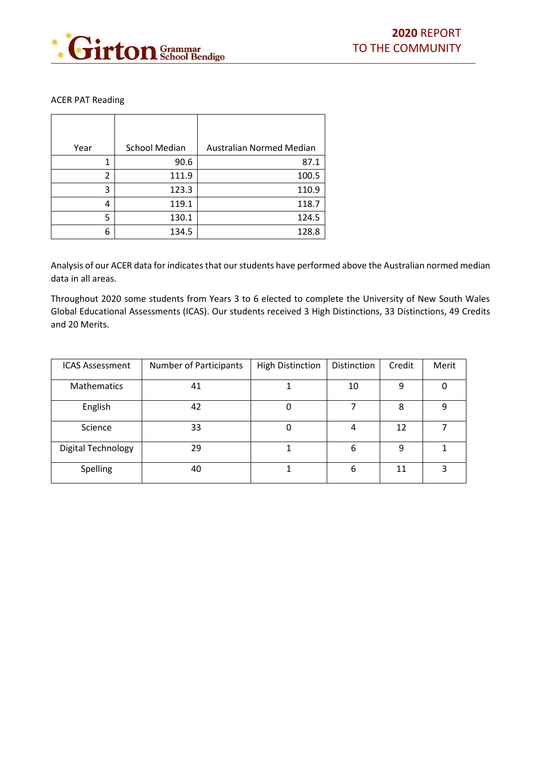ACER PAT Reading

| Year | School Median | Australian Normed Median |
|---|---|---|
| 1 | 90.6 | 87.1 |
| 2 | 111.9 | 100.5 |
| 3 | 123.3 | 110.9 |
| 4 | 119.1 | 118.7 |
| 5 | 130.1 | 124.5 |
| 6 | 134.5 | 128.8 |

Analysis of our ACER data for indicates that our students have performed above the Australian normed median data in all areas.

Throughout 2020 some students from Years 3 to 6 elected to complete the University of New South Wales Global Educational Assessments (ICAS). Our students received 3 High Distinctions, 33 Distinctions, 49 Credits and 20 Merits.

| ICAS Assessment | Number of Participants | High Distinction | Distinction | Credit | Merit |
|---|---|---|---|---|---|
| Mathematics | 41 | 1 | 10 | 9 | 0 |
| English | 42 | 0 | 7 | 8 | 9 |
| Science | 33 | 0 | 4 | 12 | 7 |
| Digital Technology | 29 | 1 | 6 | 9 | 1 |
| Spelling | 40 | 1 | 6 | 11 | 3 |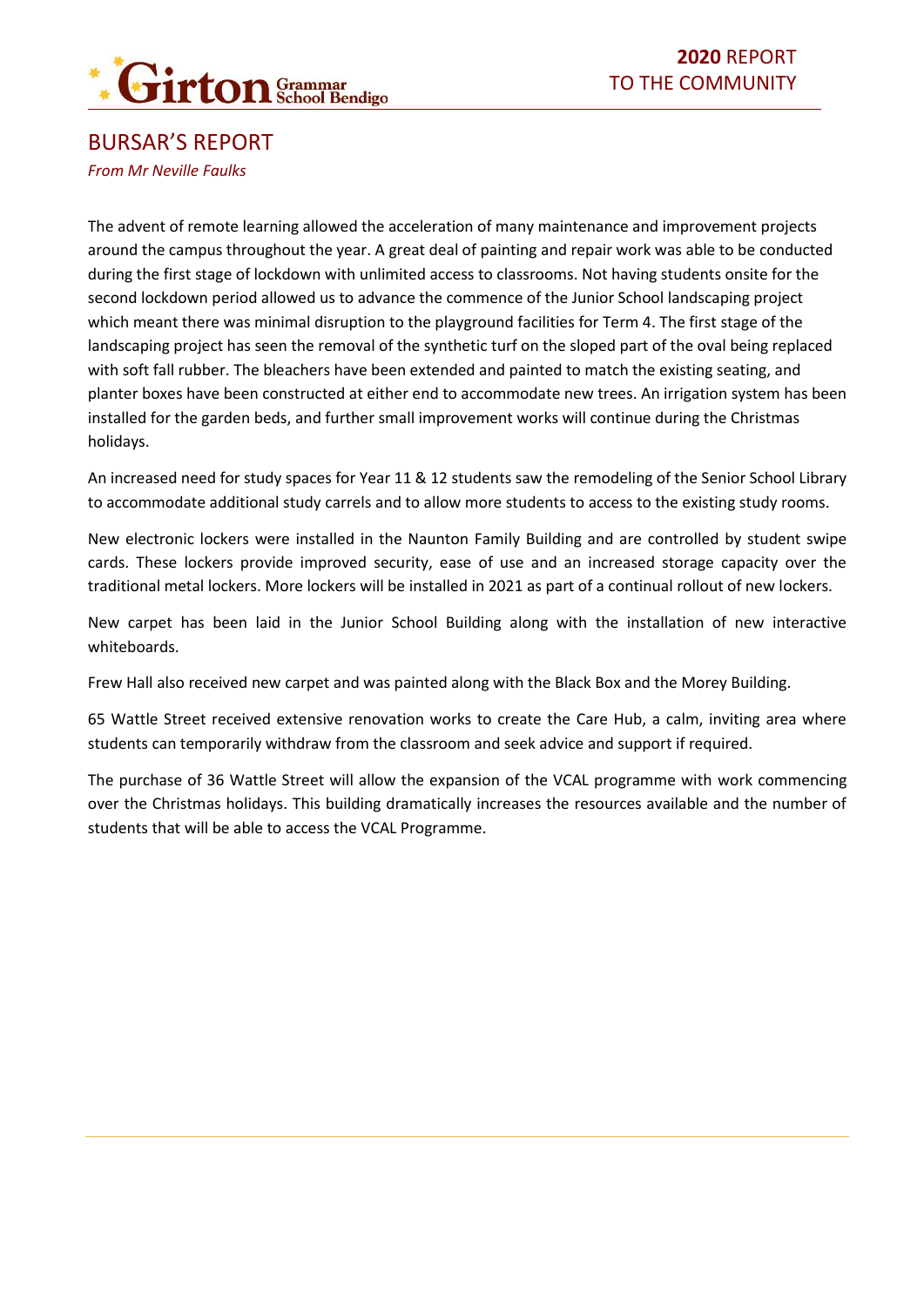# BURSAR'S REPORT

*From Mr Neville Faulks*

The advent of remote learning allowed the acceleration of many maintenance and improvement projects around the campus throughout the year. A great deal of painting and repair work was able to be conducted during the first stage of lockdown with unlimited access to classrooms. Not having students onsite for the second lockdown period allowed us to advance the commence of the Junior School landscaping project which meant there was minimal disruption to the playground facilities for Term 4. The first stage of the landscaping project has seen the removal of the synthetic turf on the sloped part of the oval being replaced with soft fall rubber. The bleachers have been extended and painted to match the existing seating, and planter boxes have been constructed at either end to accommodate new trees. An irrigation system has been installed for the garden beds, and further small improvement works will continue during the Christmas holidays.

An increased need for study spaces for Year 11 & 12 students saw the remodeling of the Senior School Library to accommodate additional study carrels and to allow more students to access to the existing study rooms.

New electronic lockers were installed in the Naunton Family Building and are controlled by student swipe cards. These lockers provide improved security, ease of use and an increased storage capacity over the traditional metal lockers. More lockers will be installed in 2021 as part of a continual rollout of new lockers.

New carpet has been laid in the Junior School Building along with the installation of new interactive whiteboards.

Frew Hall also received new carpet and was painted along with the Black Box and the Morey Building.

65 Wattle Street received extensive renovation works to create the Care Hub, a calm, inviting area where students can temporarily withdraw from the classroom and seek advice and support if required.

The purchase of 36 Wattle Street will allow the expansion of the VCAL programme with work commencing over the Christmas holidays. This building dramatically increases the resources available and the number of students that will be able to access the VCAL Programme.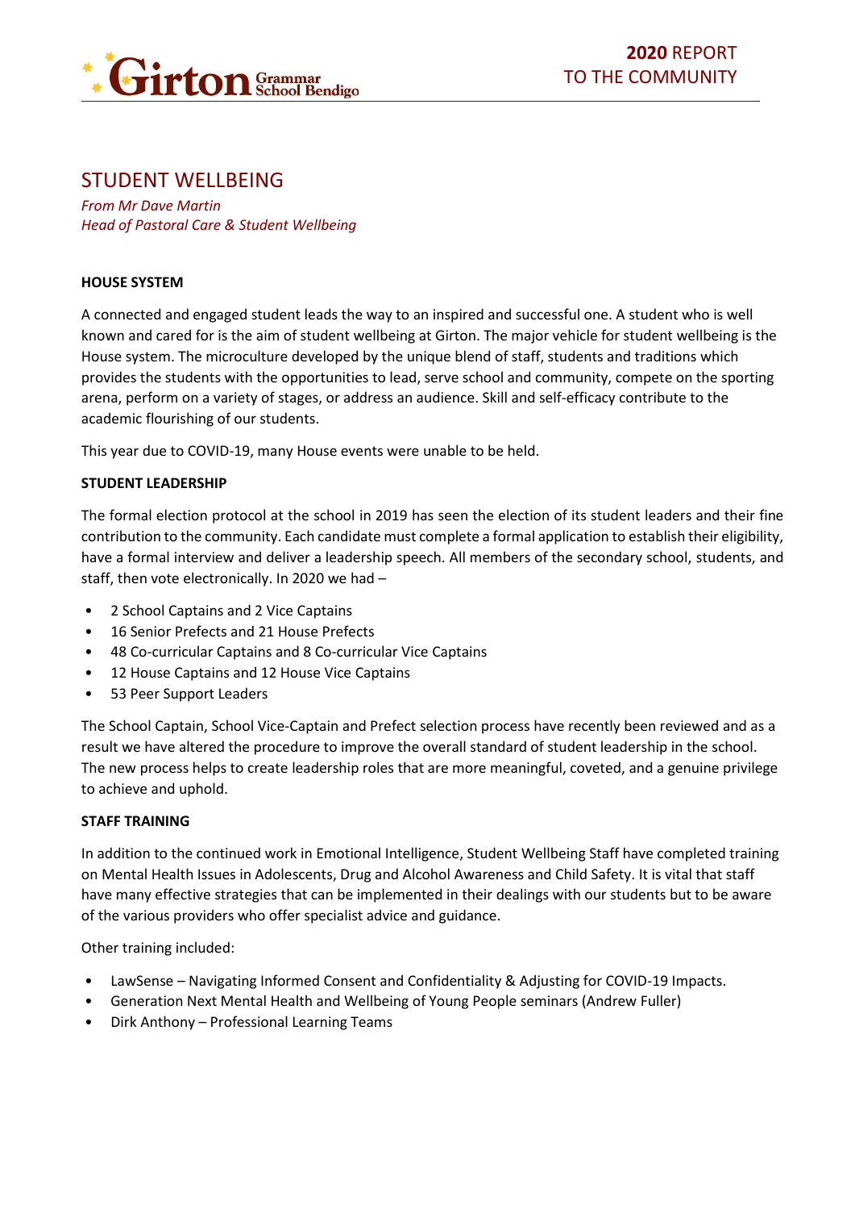## STUDENT WELLBEING

*From Mr Dave Martin*
*Head of Pastoral Care & Student Wellbeing*

**HOUSE SYSTEM**

A connected and engaged student leads the way to an inspired and successful one. A student who is well known and cared for is the aim of student wellbeing at Girton. The major vehicle for student wellbeing is the House system. The microculture developed by the unique blend of staff, students and traditions which provides the students with the opportunities to lead, serve school and community, compete on the sporting arena, perform on a variety of stages, or address an audience. Skill and self-efficacy contribute to the academic flourishing of our students.

This year due to COVID-19, many House events were unable to be held.

**STUDENT LEADERSHIP**

The formal election protocol at the school in 2019 has seen the election of its student leaders and their fine contribution to the community. Each candidate must complete a formal application to establish their eligibility, have a formal interview and deliver a leadership speech. All members of the secondary school, students, and staff, then vote electronically. In 2020 we had –

- 2 School Captains and 2 Vice Captains
- 16 Senior Prefects and 21 House Prefects
- 48 Co-curricular Captains and 8 Co-curricular Vice Captains
- 12 House Captains and 12 House Vice Captains
- 53 Peer Support Leaders

The School Captain, School Vice-Captain and Prefect selection process have recently been reviewed and as a result we have altered the procedure to improve the overall standard of student leadership in the school. The new process helps to create leadership roles that are more meaningful, coveted, and a genuine privilege to achieve and uphold.

**STAFF TRAINING**

In addition to the continued work in Emotional Intelligence, Student Wellbeing Staff have completed training on Mental Health Issues in Adolescents, Drug and Alcohol Awareness and Child Safety. It is vital that staff have many effective strategies that can be implemented in their dealings with our students but to be aware of the various providers who offer specialist advice and guidance.

Other training included:

- LawSense – Navigating Informed Consent and Confidentiality & Adjusting for COVID-19 Impacts.
- Generation Next Mental Health and Wellbeing of Young People seminars (Andrew Fuller)
- Dirk Anthony – Professional Learning Teams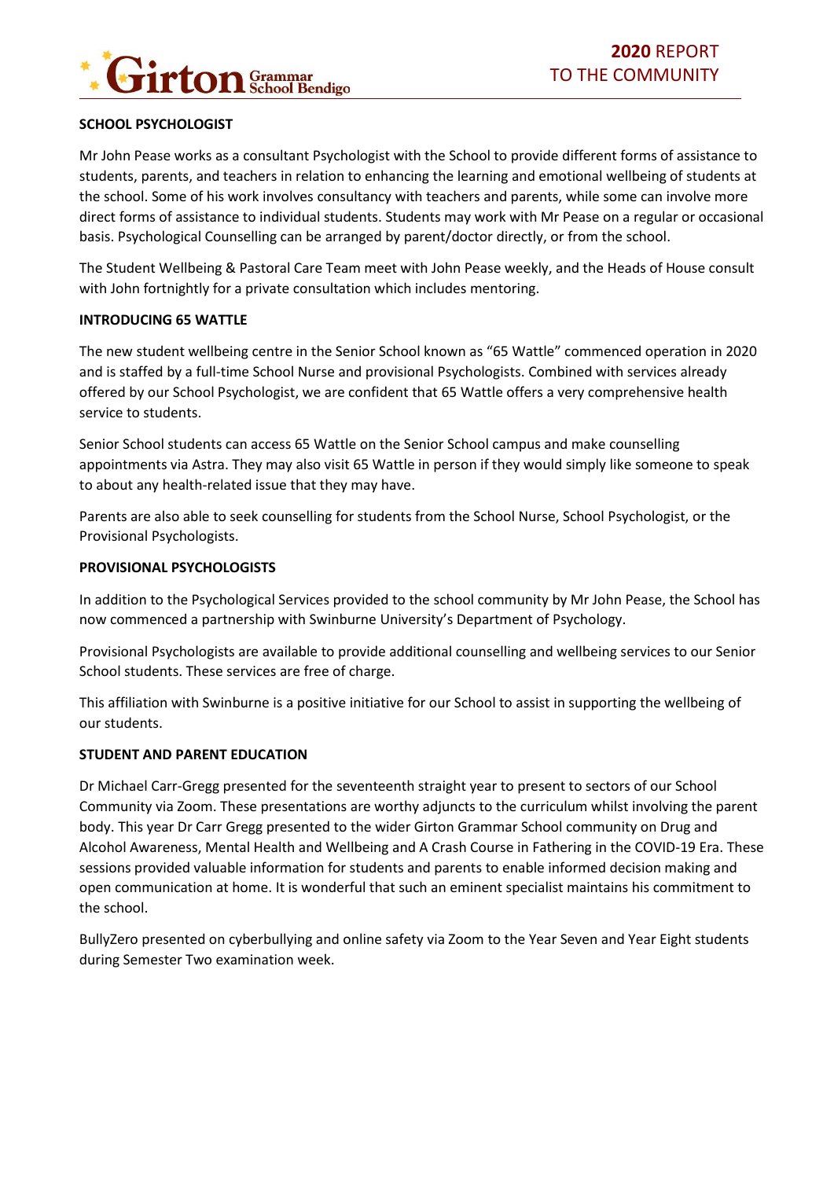## SCHOOL PSYCHOLOGIST

Mr John Pease works as a consultant Psychologist with the School to provide different forms of assistance to students, parents, and teachers in relation to enhancing the learning and emotional wellbeing of students at the school. Some of his work involves consultancy with teachers and parents, while some can involve more direct forms of assistance to individual students. Students may work with Mr Pease on a regular or occasional basis. Psychological Counselling can be arranged by parent/doctor directly, or from the school.

The Student Wellbeing & Pastoral Care Team meet with John Pease weekly, and the Heads of House consult with John fortnightly for a private consultation which includes mentoring.

## INTRODUCING 65 WATTLE

The new student wellbeing centre in the Senior School known as "65 Wattle" commenced operation in 2020 and is staffed by a full-time School Nurse and provisional Psychologists. Combined with services already offered by our School Psychologist, we are confident that 65 Wattle offers a very comprehensive health service to students.

Senior School students can access 65 Wattle on the Senior School campus and make counselling appointments via Astra. They may also visit 65 Wattle in person if they would simply like someone to speak to about any health-related issue that they may have.

Parents are also able to seek counselling for students from the School Nurse, School Psychologist, or the Provisional Psychologists.

## PROVISIONAL PSYCHOLOGISTS

In addition to the Psychological Services provided to the school community by Mr John Pease, the School has now commenced a partnership with Swinburne University's Department of Psychology.

Provisional Psychologists are available to provide additional counselling and wellbeing services to our Senior School students. These services are free of charge.

This affiliation with Swinburne is a positive initiative for our School to assist in supporting the wellbeing of our students.

## STUDENT AND PARENT EDUCATION

Dr Michael Carr-Gregg presented for the seventeenth straight year to present to sectors of our School Community via Zoom. These presentations are worthy adjuncts to the curriculum whilst involving the parent body. This year Dr Carr Gregg presented to the wider Girton Grammar School community on Drug and Alcohol Awareness, Mental Health and Wellbeing and A Crash Course in Fathering in the COVID-19 Era. These sessions provided valuable information for students and parents to enable informed decision making and open communication at home. It is wonderful that such an eminent specialist maintains his commitment to the school.

BullyZero presented on cyberbullying and online safety via Zoom to the Year Seven and Year Eight students during Semester Two examination week.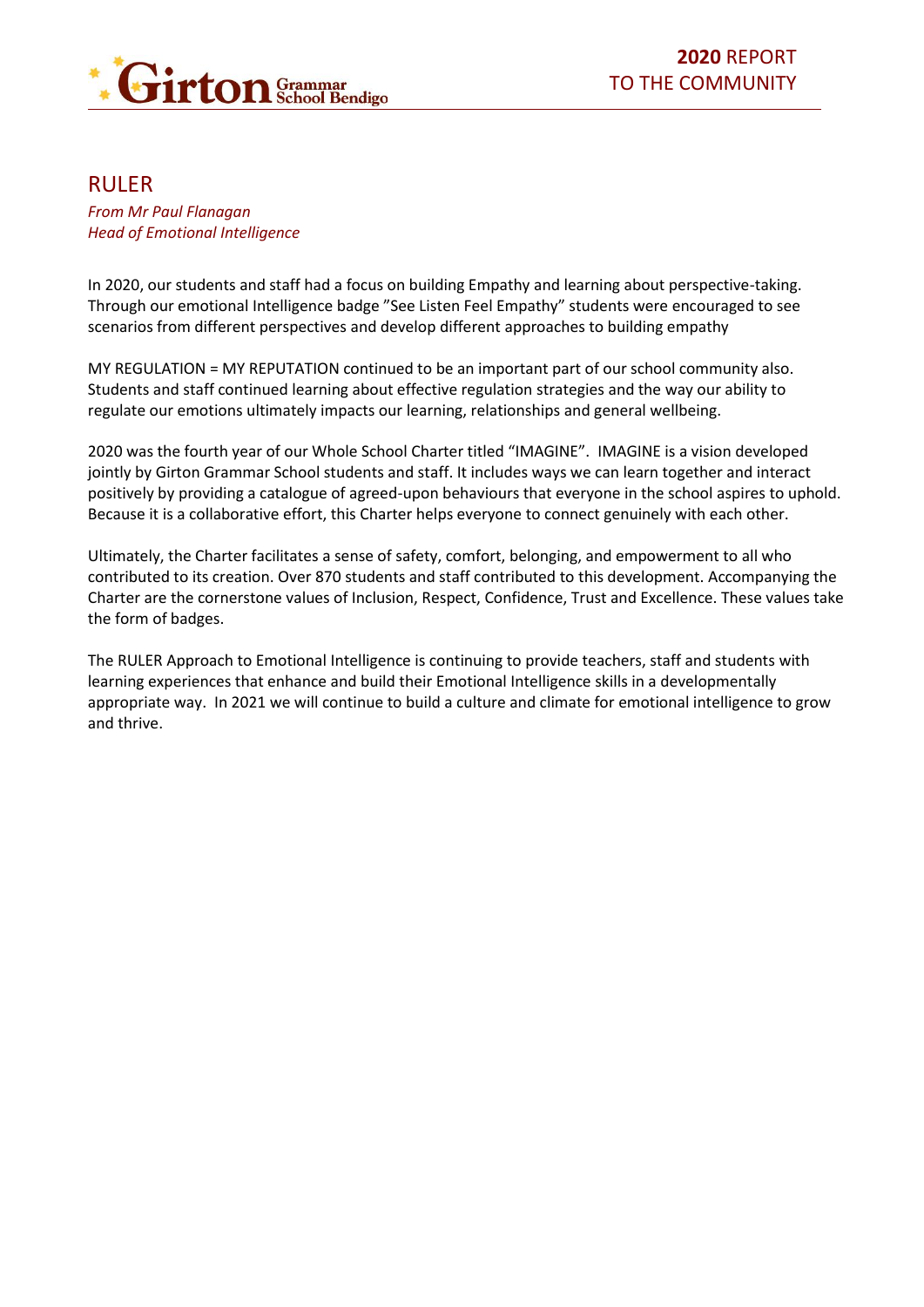# RULER

*From Mr Paul Flanagan*
*Head of Emotional Intelligence*

In 2020, our students and staff had a focus on building Empathy and learning about perspective-taking. Through our emotional Intelligence badge "See Listen Feel Empathy" students were encouraged to see scenarios from different perspectives and develop different approaches to building empathy

MY REGULATION = MY REPUTATION continued to be an important part of our school community also. Students and staff continued learning about effective regulation strategies and the way our ability to regulate our emotions ultimately impacts our learning, relationships and general wellbeing.

2020 was the fourth year of our Whole School Charter titled "IMAGINE". IMAGINE is a vision developed jointly by Girton Grammar School students and staff. It includes ways we can learn together and interact positively by providing a catalogue of agreed-upon behaviours that everyone in the school aspires to uphold. Because it is a collaborative effort, this Charter helps everyone to connect genuinely with each other.

Ultimately, the Charter facilitates a sense of safety, comfort, belonging, and empowerment to all who contributed to its creation. Over 870 students and staff contributed to this development. Accompanying the Charter are the cornerstone values of Inclusion, Respect, Confidence, Trust and Excellence. These values take the form of badges.

The RULER Approach to Emotional Intelligence is continuing to provide teachers, staff and students with learning experiences that enhance and build their Emotional Intelligence skills in a developmentally appropriate way. In 2021 we will continue to build a culture and climate for emotional intelligence to grow and thrive.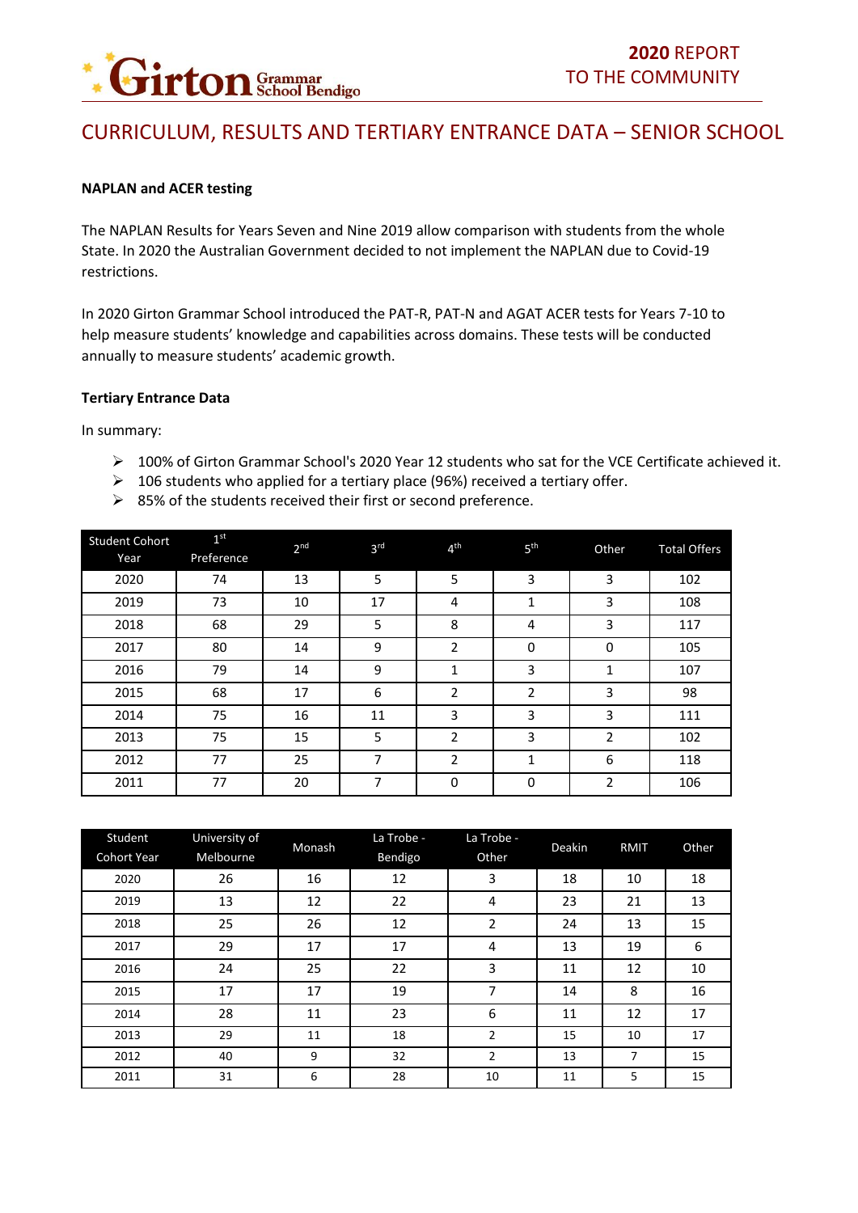# CURRICULUM, RESULTS AND TERTIARY ENTRANCE DATA – SENIOR SCHOOL

**NAPLAN and ACER testing**

The NAPLAN Results for Years Seven and Nine 2019 allow comparison with students from the whole State. In 2020 the Australian Government decided to not implement the NAPLAN due to Covid-19 restrictions.

In 2020 Girton Grammar School introduced the PAT-R, PAT-N and AGAT ACER tests for Years 7-10 to help measure students' knowledge and capabilities across domains. These tests will be conducted annually to measure students' academic growth.

**Tertiary Entrance Data**

In summary:

- 100% of Girton Grammar School's 2020 Year 12 students who sat for the VCE Certificate achieved it.
- 106 students who applied for a tertiary place (96%) received a tertiary offer.
- 85% of the students received their first or second preference.

| Student Cohort Year | 1st Preference | 2nd | 3rd | 4th | 5th | Other | Total Offers |
|---|---|---|---|---|---|---|---|
| 2020 | 74 | 13 | 5 | 5 | 3 | 3 | 102 |
| 2019 | 73 | 10 | 17 | 4 | 1 | 3 | 108 |
| 2018 | 68 | 29 | 5 | 8 | 4 | 3 | 117 |
| 2017 | 80 | 14 | 9 | 2 | 0 | 0 | 105 |
| 2016 | 79 | 14 | 9 | 1 | 3 | 1 | 107 |
| 2015 | 68 | 17 | 6 | 2 | 2 | 3 | 98 |
| 2014 | 75 | 16 | 11 | 3 | 3 | 3 | 111 |
| 2013 | 75 | 15 | 5 | 2 | 3 | 2 | 102 |
| 2012 | 77 | 25 | 7 | 2 | 1 | 6 | 118 |
| 2011 | 77 | 20 | 7 | 0 | 0 | 2 | 106 |

| Student Cohort Year | University of Melbourne | Monash | La Trobe - Bendigo | La Trobe - Other | Deakin | RMIT | Other |
|---|---|---|---|---|---|---|---|
| 2020 | 26 | 16 | 12 | 3 | 18 | 10 | 18 |
| 2019 | 13 | 12 | 22 | 4 | 23 | 21 | 13 |
| 2018 | 25 | 26 | 12 | 2 | 24 | 13 | 15 |
| 2017 | 29 | 17 | 17 | 4 | 13 | 19 | 6 |
| 2016 | 24 | 25 | 22 | 3 | 11 | 12 | 10 |
| 2015 | 17 | 17 | 19 | 7 | 14 | 8 | 16 |
| 2014 | 28 | 11 | 23 | 6 | 11 | 12 | 17 |
| 2013 | 29 | 11 | 18 | 2 | 15 | 10 | 17 |
| 2012 | 40 | 9 | 32 | 2 | 13 | 7 | 15 |
| 2011 | 31 | 6 | 28 | 10 | 11 | 5 | 15 |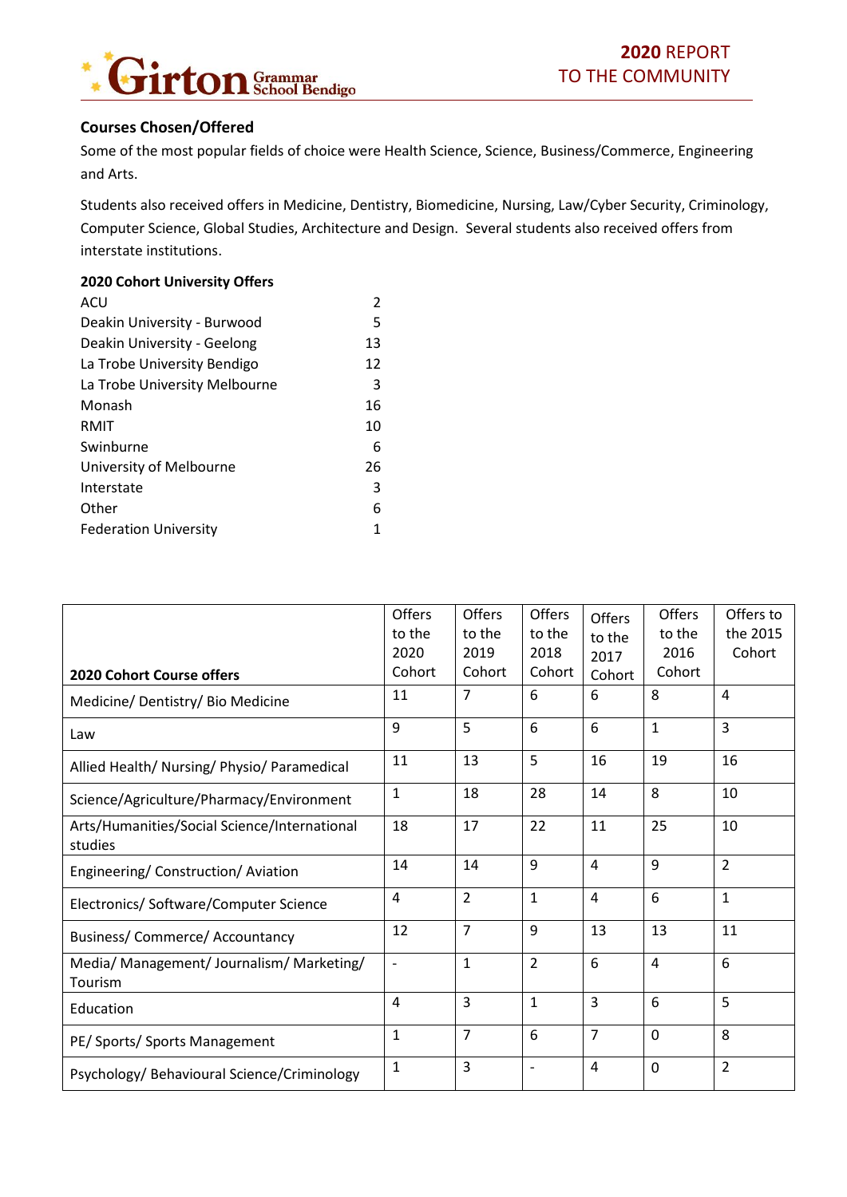## Courses Chosen/Offered

Some of the most popular fields of choice were Health Science, Science, Business/Commerce, Engineering and Arts.

Students also received offers in Medicine, Dentistry, Biomedicine, Nursing, Law/Cyber Security, Criminology, Computer Science, Global Studies, Architecture and Design. Several students also received offers from interstate institutions.

**2020 Cohort University Offers**

| | |
|---|---|
| ACU | 2 |
| Deakin University - Burwood | 5 |
| Deakin University - Geelong | 13 |
| La Trobe University Bendigo | 12 |
| La Trobe University Melbourne | 3 |
| Monash | 16 |
| RMIT | 10 |
| Swinburne | 6 |
| University of Melbourne | 26 |
| Interstate | 3 |
| Other | 6 |
| Federation University | 1 |

| **2020 Cohort Course offers** | Offers to the 2020 Cohort | Offers to the 2019 Cohort | Offers to the 2018 Cohort | Offers to the 2017 Cohort | Offers to the 2016 Cohort | Offers to the 2015 Cohort |
|---|---|---|---|---|---|---|
| Medicine/ Dentistry/ Bio Medicine | 11 | 7 | 6 | 6 | 8 | 4 |
| Law | 9 | 5 | 6 | 6 | 1 | 3 |
| Allied Health/ Nursing/ Physio/ Paramedical | 11 | 13 | 5 | 16 | 19 | 16 |
| Science/Agriculture/Pharmacy/Environment | 1 | 18 | 28 | 14 | 8 | 10 |
| Arts/Humanities/Social Science/International studies | 18 | 17 | 22 | 11 | 25 | 10 |
| Engineering/ Construction/ Aviation | 14 | 14 | 9 | 4 | 9 | 2 |
| Electronics/ Software/Computer Science | 4 | 2 | 1 | 4 | 6 | 1 |
| Business/ Commerce/ Accountancy | 12 | 7 | 9 | 13 | 13 | 11 |
| Media/ Management/ Journalism/ Marketing/ Tourism | - | 1 | 2 | 6 | 4 | 6 |
| Education | 4 | 3 | 1 | 3 | 6 | 5 |
| PE/ Sports/ Sports Management | 1 | 7 | 6 | 7 | 0 | 8 |
| Psychology/ Behavioural Science/Criminology | 1 | 3 | - | 4 | 0 | 2 |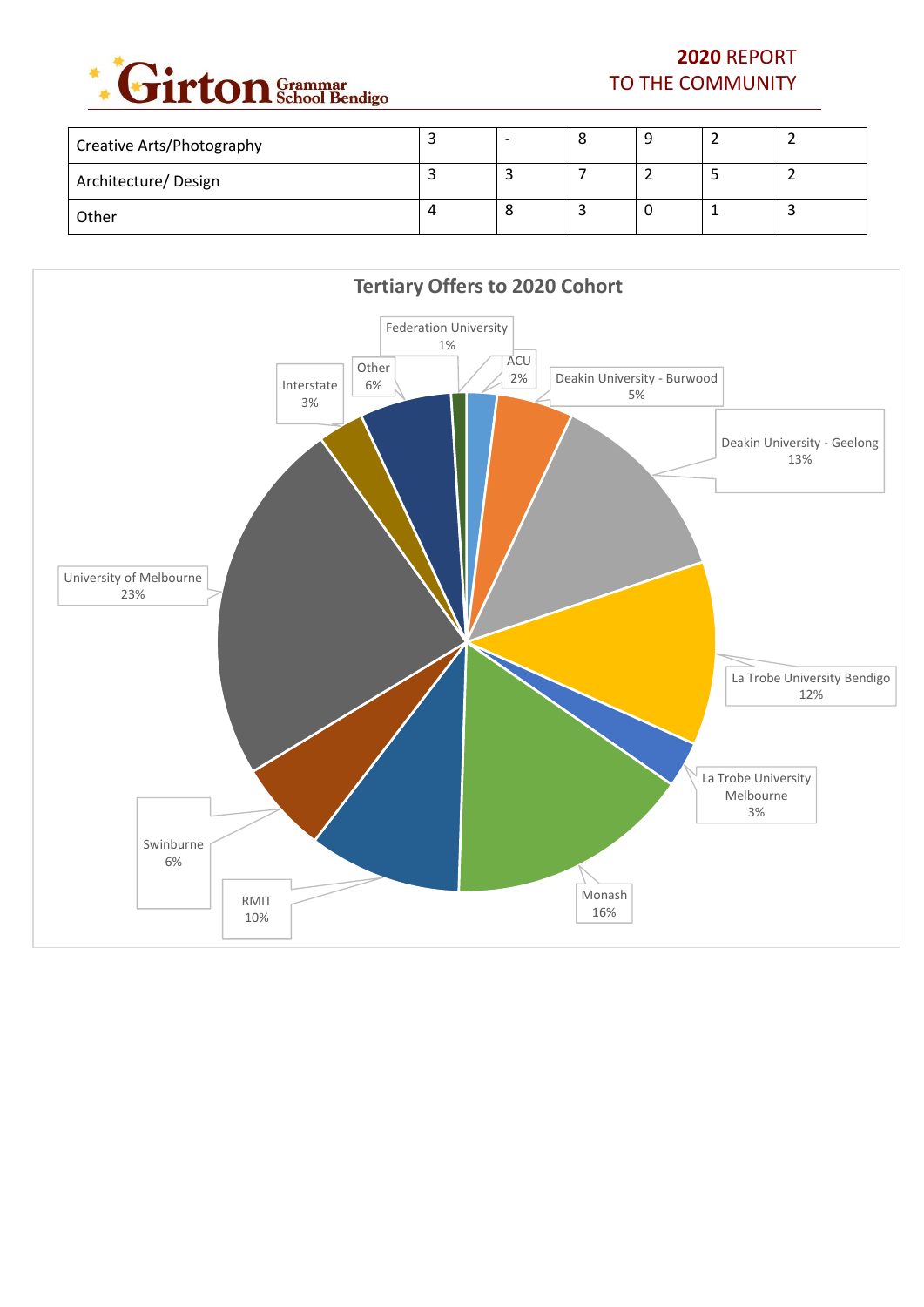| Creative Arts/Photography | 3 | - | 8 | 9 | 2 | 2 |
| --- | --- | --- | --- | --- | --- | --- |
| Architecture/ Design | 3 | 3 | 7 | 2 | 5 | 2 |
| Other | 4 | 8 | 3 | 0 | 1 | 3 |

**Tertiary Offers to 2020 Cohort**

| Institution | Percentage |
| --- | --- |
| Federation University | 1% |
| ACU | 2% |
| Deakin University - Burwood | 5% |
| Deakin University - Geelong | 13% |
| La Trobe University Bendigo | 12% |
| La Trobe University Melbourne | 3% |
| Monash | 16% |
| RMIT | 10% |
| Swinburne | 6% |
| University of Melbourne | 23% |
| Interstate | 3% |
| Other | 6% |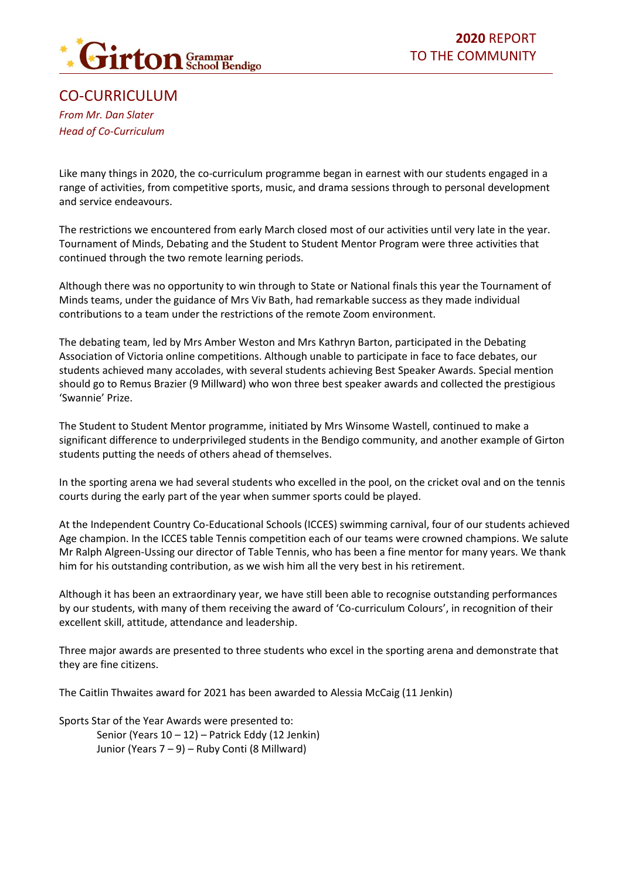## CO-CURRICULUM

*From Mr. Dan Slater*
*Head of Co-Curriculum*

Like many things in 2020, the co-curriculum programme began in earnest with our students engaged in a range of activities, from competitive sports, music, and drama sessions through to personal development and service endeavours.

The restrictions we encountered from early March closed most of our activities until very late in the year. Tournament of Minds, Debating and the Student to Student Mentor Program were three activities that continued through the two remote learning periods.

Although there was no opportunity to win through to State or National finals this year the Tournament of Minds teams, under the guidance of Mrs Viv Bath, had remarkable success as they made individual contributions to a team under the restrictions of the remote Zoom environment.

The debating team, led by Mrs Amber Weston and Mrs Kathryn Barton, participated in the Debating Association of Victoria online competitions. Although unable to participate in face to face debates, our students achieved many accolades, with several students achieving Best Speaker Awards. Special mention should go to Remus Brazier (9 Millward) who won three best speaker awards and collected the prestigious 'Swannie' Prize.

The Student to Student Mentor programme, initiated by Mrs Winsome Wastell, continued to make a significant difference to underprivileged students in the Bendigo community, and another example of Girton students putting the needs of others ahead of themselves.

In the sporting arena we had several students who excelled in the pool, on the cricket oval and on the tennis courts during the early part of the year when summer sports could be played.

At the Independent Country Co-Educational Schools (ICCES) swimming carnival, four of our students achieved Age champion. In the ICCES table Tennis competition each of our teams were crowned champions. We salute Mr Ralph Algreen-Ussing our director of Table Tennis, who has been a fine mentor for many years. We thank him for his outstanding contribution, as we wish him all the very best in his retirement.

Although it has been an extraordinary year, we have still been able to recognise outstanding performances by our students, with many of them receiving the award of 'Co-curriculum Colours', in recognition of their excellent skill, attitude, attendance and leadership.

Three major awards are presented to three students who excel in the sporting arena and demonstrate that they are fine citizens.

The Caitlin Thwaites award for 2021 has been awarded to Alessia McCaig (11 Jenkin)

Sports Star of the Year Awards were presented to:

- Senior (Years 10 – 12) – Patrick Eddy (12 Jenkin)
- Junior (Years 7 – 9) – Ruby Conti (8 Millward)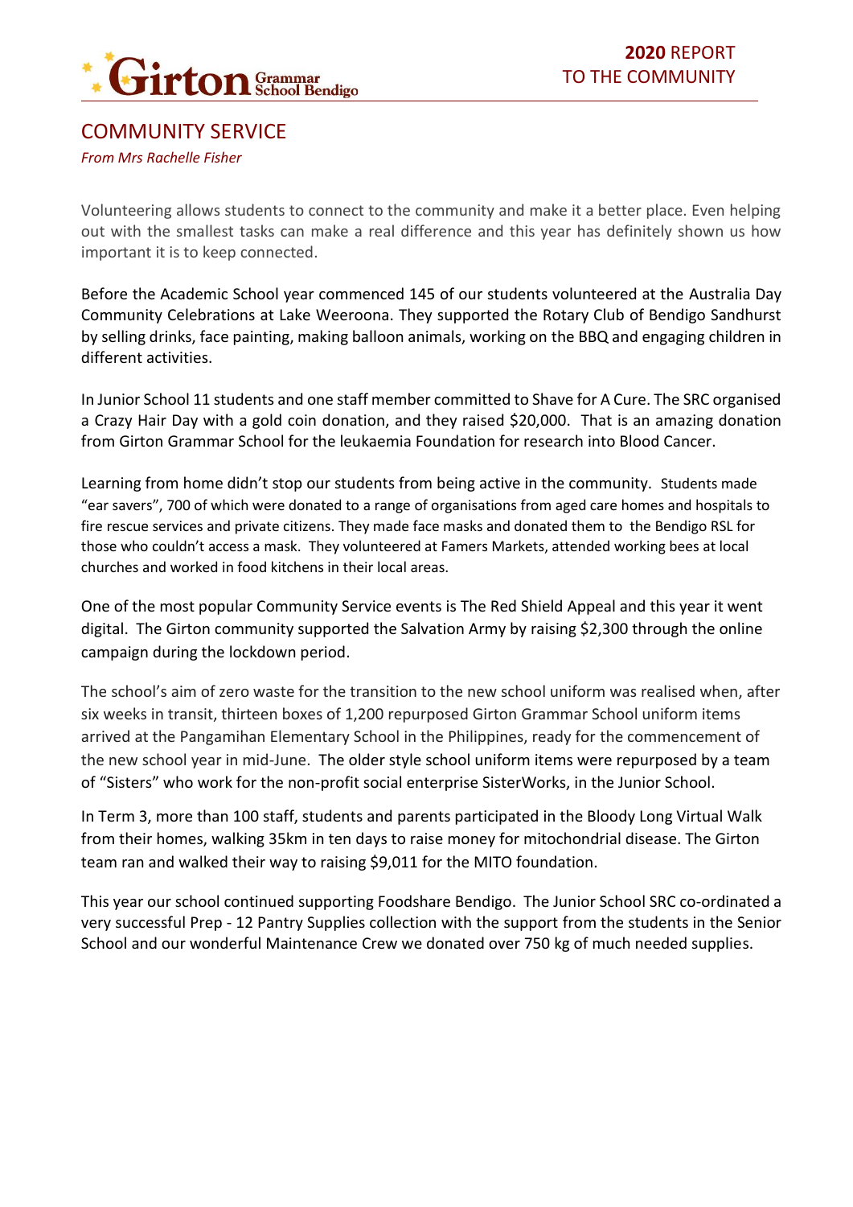## COMMUNITY SERVICE

*From Mrs Rachelle Fisher*

Volunteering allows students to connect to the community and make it a better place. Even helping out with the smallest tasks can make a real difference and this year has definitely shown us how important it is to keep connected.

Before the Academic School year commenced 145 of our students volunteered at the Australia Day Community Celebrations at Lake Weeroona. They supported the Rotary Club of Bendigo Sandhurst by selling drinks, face painting, making balloon animals, working on the BBQ and engaging children in different activities.

In Junior School 11 students and one staff member committed to Shave for A Cure. The SRC organised a Crazy Hair Day with a gold coin donation, and they raised $20,000. That is an amazing donation from Girton Grammar School for the leukaemia Foundation for research into Blood Cancer.

Learning from home didn't stop our students from being active in the community. Students made "ear savers", 700 of which were donated to a range of organisations from aged care homes and hospitals to fire rescue services and private citizens. They made face masks and donated them to the Bendigo RSL for those who couldn't access a mask. They volunteered at Famers Markets, attended working bees at local churches and worked in food kitchens in their local areas.

One of the most popular Community Service events is The Red Shield Appeal and this year it went digital. The Girton community supported the Salvation Army by raising $2,300 through the online campaign during the lockdown period.

The school's aim of zero waste for the transition to the new school uniform was realised when, after six weeks in transit, thirteen boxes of 1,200 repurposed Girton Grammar School uniform items arrived at the Pangamihan Elementary School in the Philippines, ready for the commencement of the new school year in mid-June. The older style school uniform items were repurposed by a team of "Sisters" who work for the non-profit social enterprise SisterWorks, in the Junior School.

In Term 3, more than 100 staff, students and parents participated in the Bloody Long Virtual Walk from their homes, walking 35km in ten days to raise money for mitochondrial disease. The Girton team ran and walked their way to raising $9,011 for the MITO foundation.

This year our school continued supporting Foodshare Bendigo. The Junior School SRC co-ordinated a very successful Prep - 12 Pantry Supplies collection with the support from the students in the Senior School and our wonderful Maintenance Crew we donated over 750 kg of much needed supplies.